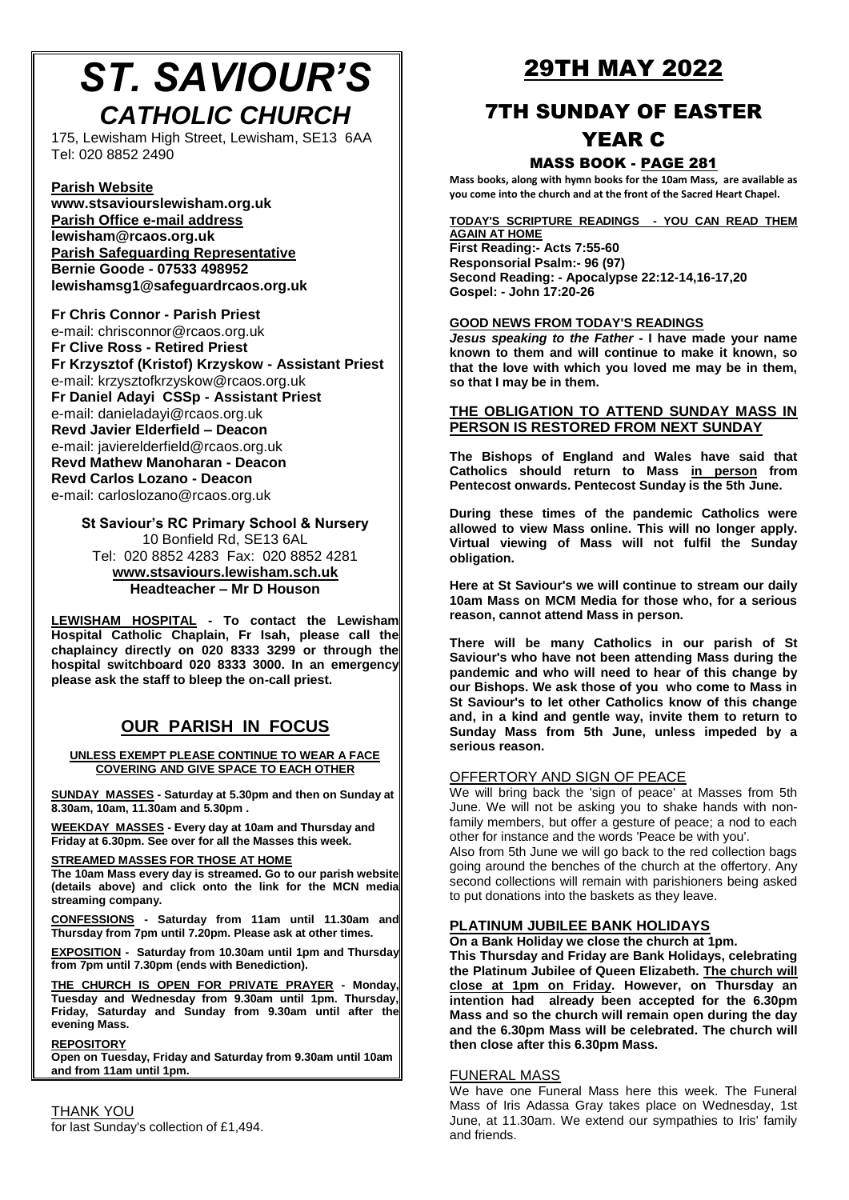# *ST. SAVIOUR'S CATHOLIC CHURCH*

175, Lewisham High Street, Lewisham, SE13 6AA
Tel: 020 8852 2490

**Parish Website**
**www.stsaviourslewisham.org.uk**
**Parish Office e-mail address**
**lewisham@rcaos.org.uk**
**Parish Safeguarding Representative**
**Bernie Goode - 07533 498952**
**lewishamsg1@safeguardrcaos.org.uk**

**Fr Chris Connor - Parish Priest**
e-mail: chrisconnor@rcaos.org.uk
**Fr Clive Ross - Retired Priest**
**Fr Krzysztof (Kristof) Krzyskow - Assistant Priest**
e-mail: krzysztofkrzyskow@rcaos.org.uk
**Fr Daniel Adayi CSSp - Assistant Priest**
e-mail: danieladayi@rcaos.org.uk
**Revd Javier Elderfield – Deacon**
e-mail: javierelderfield@rcaos.org.uk
**Revd Mathew Manoharan - Deacon**
**Revd Carlos Lozano - Deacon**
e-mail: carloslozano@rcaos.org.uk

**St Saviour's RC Primary School & Nursery**
10 Bonfield Rd, SE13 6AL
Tel: 020 8852 4283 Fax: 020 8852 4281
**www.stsaviours.lewisham.sch.uk**
**Headteacher – Mr D Houson**

**LEWISHAM HOSPITAL - To contact the Lewisham Hospital Catholic Chaplain, Fr Isah, please call the chaplaincy directly on 020 8333 3299 or through the hospital switchboard 020 8333 3000. In an emergency please ask the staff to bleep the on-call priest.**

## OUR PARISH IN FOCUS

**UNLESS EXEMPT PLEASE CONTINUE TO WEAR A FACE COVERING AND GIVE SPACE TO EACH OTHER**

**SUNDAY MASSES - Saturday at 5.30pm and then on Sunday at 8.30am, 10am, 11.30am and 5.30pm .**

**WEEKDAY MASSES - Every day at 10am and Thursday and Friday at 6.30pm. See over for all the Masses this week.**

**STREAMED MASSES FOR THOSE AT HOME**
**The 10am Mass every day is streamed. Go to our parish website (details above) and click onto the link for the MCN media streaming company.**

**CONFESSIONS - Saturday from 11am until 11.30am and Thursday from 7pm until 7.20pm. Please ask at other times.**

**EXPOSITION - Saturday from 10.30am until 1pm and Thursday from 7pm until 7.30pm (ends with Benediction).**

**THE CHURCH IS OPEN FOR PRIVATE PRAYER - Monday, Tuesday and Wednesday from 9.30am until 1pm. Thursday, Friday, Saturday and Sunday from 9.30am until after the evening Mass.**

**REPOSITORY**
**Open on Tuesday, Friday and Saturday from 9.30am until 10am and from 11am until 1pm.**

THANK YOU
for last Sunday's collection of £1,494.

# 29TH MAY 2022

## 7TH SUNDAY OF EASTER YEAR C

### MASS BOOK - PAGE 281

**Mass books, along with hymn books for the 10am Mass, are available as you come into the church and at the front of the Sacred Heart Chapel.**

**TODAY'S SCRIPTURE READINGS - YOU CAN READ THEM AGAIN AT HOME**
**First Reading:- Acts 7:55-60**
**Responsorial Psalm:- 96 (97)**
**Second Reading: - Apocalypse 22:12-14,16-17,20**
**Gospel: - John 17:20-26**

**GOOD NEWS FROM TODAY'S READINGS**
***Jesus speaking to the Father* - I have made your name known to them and will continue to make it known, so that the love with which you loved me may be in them, so that I may be in them.**

**THE OBLIGATION TO ATTEND SUNDAY MASS IN PERSON IS RESTORED FROM NEXT SUNDAY**

**The Bishops of England and Wales have said that Catholics should return to Mass in person from Pentecost onwards. Pentecost Sunday is the 5th June.**

**During these times of the pandemic Catholics were allowed to view Mass online. This will no longer apply. Virtual viewing of Mass will not fulfil the Sunday obligation.**

**Here at St Saviour's we will continue to stream our daily 10am Mass on MCM Media for those who, for a serious reason, cannot attend Mass in person.**

**There will be many Catholics in our parish of St Saviour's who have not been attending Mass during the pandemic and who will need to hear of this change by our Bishops. We ask those of you who come to Mass in St Saviour's to let other Catholics know of this change and, in a kind and gentle way, invite them to return to Sunday Mass from 5th June, unless impeded by a serious reason.**

OFFERTORY AND SIGN OF PEACE
We will bring back the 'sign of peace' at Masses from 5th June. We will not be asking you to shake hands with non-family members, but offer a gesture of peace; a nod to each other for instance and the words 'Peace be with you'.
Also from 5th June we will go back to the red collection bags going around the benches of the church at the offertory. Any second collections will remain with parishioners being asked to put donations into the baskets as they leave.

**PLATINUM JUBILEE BANK HOLIDAYS**
**On a Bank Holiday we close the church at 1pm.**
**This Thursday and Friday are Bank Holidays, celebrating the Platinum Jubilee of Queen Elizabeth. The church will close at 1pm on Friday. However, on Thursday an intention had already been accepted for the 6.30pm Mass and so the church will remain open during the day and the 6.30pm Mass will be celebrated. The church will then close after this 6.30pm Mass.**

FUNERAL MASS
We have one Funeral Mass here this week. The Funeral Mass of Iris Adassa Gray takes place on Wednesday, 1st June, at 11.30am. We extend our sympathies to Iris' family and friends.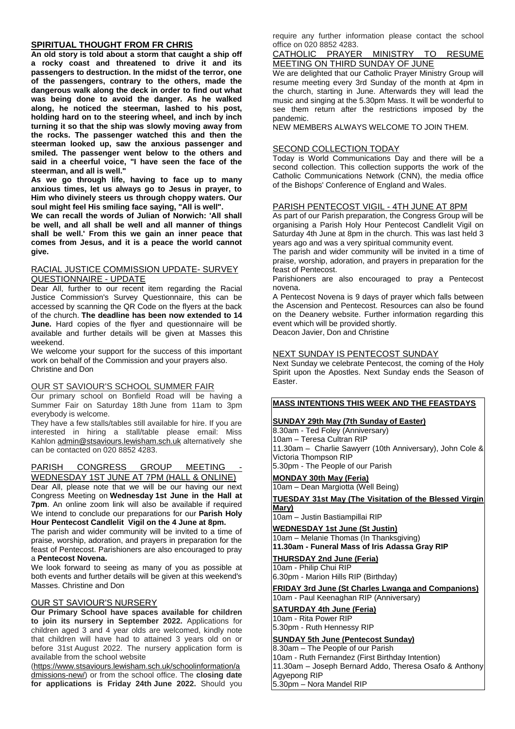## SPIRITUAL THOUGHT FROM FR CHRIS

**An old story is told about a storm that caught a ship off a rocky coast and threatened to drive it and its passengers to destruction. In the midst of the terror, one of the passengers, contrary to the others, made the dangerous walk along the deck in order to find out what was being done to avoid the danger. As he walked along, he noticed the steerman, lashed to his post, holding hard on to the steering wheel, and inch by inch turning it so that the ship was slowly moving away from the rocks. The passenger watched this and then the steerman looked up, saw the anxious passenger and smiled. The passenger went below to the others and said in a cheerful voice, "I have seen the face of the steerman, and all is well."**

**As we go through life, having to face up to many anxious times, let us always go to Jesus in prayer, to Him who divinely steers us through choppy waters. Our soul might feel His smiling face saying, "All is well".**

**We can recall the words of Julian of Norwich: 'All shall be well, and all shall be well and all manner of things shall be well.' From this we gain an inner peace that comes from Jesus, and it is a peace the world cannot give.**

## RACIAL JUSTICE COMMISSION UPDATE- SURVEY QUESTIONNAIRE - UPDATE

Dear All, further to our recent item regarding the Racial Justice Commission's Survey Questionnaire, this can be accessed by scanning the QR Code on the flyers at the back of the church. **The deadline has been now extended to 14 June.** Hard copies of the flyer and questionnaire will be available and further details will be given at Masses this weekend.

We welcome your support for the success of this important work on behalf of the Commission and your prayers also.
Christine and Don

## OUR ST SAVIOUR'S SCHOOL SUMMER FAIR

Our primary school on Bonfield Road will be having a Summer Fair on Saturday 18th June from 11am to 3pm everybody is welcome.

They have a few stalls/tables still available for hire. If you are interested in hiring a stall/table please email: Miss Kahlon admin@stsaviours.lewisham.sch.uk alternatively she can be contacted on 020 8852 4283.

## PARISH CONGRESS GROUP MEETING - WEDNESDAY 1ST JUNE AT 7PM (HALL & ONLINE)

Dear All, please note that we will be our having our next Congress Meeting on **Wednesday 1st June in the Hall at 7pm**. An online zoom link will also be available if required We intend to conclude our preparations for our **Parish Holy Hour Pentecost Candlelit Vigil on the 4 June at 8pm.**

The parish and wider community will be invited in a time of praise, worship, adoration, and prayers in preparation for the feast of Pentecost. Parishioners are also encouraged to pray a **Pentecost Novena.**

We look forward to seeing as many of you as possible at both events and further details will be given at this weekend's Masses. Christine and Don

## OUR ST SAVIOUR'S NURSERY

**Our Primary School have spaces available for children to join its nursery in September 2022.** Applications for children aged 3 and 4 year olds are welcomed, kindly note that children will have had to attained 3 years old on or before 31st August 2022. The nursery application form is available from the school website (https://www.stsaviours.lewisham.sch.uk/schoolinformation/admissions-new/) or from the school office. The **closing date for applications is Friday 24th June 2022.** Should you require any further information please contact the school office on 020 8852 4283.

## CATHOLIC PRAYER MINISTRY TO RESUME MEETING ON THIRD SUNDAY OF JUNE

We are delighted that our Catholic Prayer Ministry Group will resume meeting every 3rd Sunday of the month at 4pm in the church, starting in June. Afterwards they will lead the music and singing at the 5.30pm Mass. It will be wonderful to see them return after the restrictions imposed by the pandemic.

NEW MEMBERS ALWAYS WELCOME TO JOIN THEM.

## SECOND COLLECTION TODAY

Today is World Communications Day and there will be a second collection. This collection supports the work of the Catholic Communications Network (CNN), the media office of the Bishops' Conference of England and Wales.

## PARISH PENTECOST VIGIL - 4TH JUNE AT 8PM

As part of our Parish preparation, the Congress Group will be organising a Parish Holy Hour Pentecost Candlelit Vigil on Saturday 4th June at 8pm in the church. This was last held 3 years ago and was a very spiritual community event.

The parish and wider community will be invited in a time of praise, worship, adoration, and prayers in preparation for the feast of Pentecost.

Parishioners are also encouraged to pray a Pentecost novena.

A Pentecost Novena is 9 days of prayer which falls between the Ascension and Pentecost. Resources can also be found on the Deanery website. Further information regarding this event which will be provided shortly.

Deacon Javier, Don and Christine

## NEXT SUNDAY IS PENTECOST SUNDAY

Next Sunday we celebrate Pentecost, the coming of the Holy Spirit upon the Apostles. Next Sunday ends the Season of Easter.

## MASS INTENTIONS THIS WEEK AND THE FEASTDAYS

**SUNDAY 29th May (7th Sunday of Easter)**
8.30am - Ted Foley (Anniversary)
10am – Teresa Cultran RIP
11.30am – Charlie Sawyerr (10th Anniversary), John Cole & Victoria Thompson RIP
5.30pm - The People of our Parish

**MONDAY 30th May (Feria)**
10am – Dean Margiotta (Well Being)

**TUESDAY 31st May (The Visitation of the Blessed Virgin Mary)**
10am – Justin Bastiampillai RIP

**WEDNESDAY 1st June (St Justin)**
10am – Melanie Thomas (In Thanksgiving)
**11.30am - Funeral Mass of Iris Adassa Gray RIP**

**THURSDAY 2nd June (Feria)**
10am - Philip Chui RIP
6.30pm - Marion Hills RIP (Birthday)

**FRIDAY 3rd June (St Charles Lwanga and Companions)**
10am - Paul Keenaghan RIP (Anniversary)

**SATURDAY 4th June (Feria)**
10am - Rita Power RIP
5.30pm - Ruth Hennessy RIP

**SUNDAY 5th June (Pentecost Sunday)**
8.30am – The People of our Parish
10am - Ruth Fernandez (First Birthday Intention)
11.30am – Joseph Bernard Addo, Theresa Osafo & Anthony Agyepong RIP
5.30pm – Nora Mandel RIP